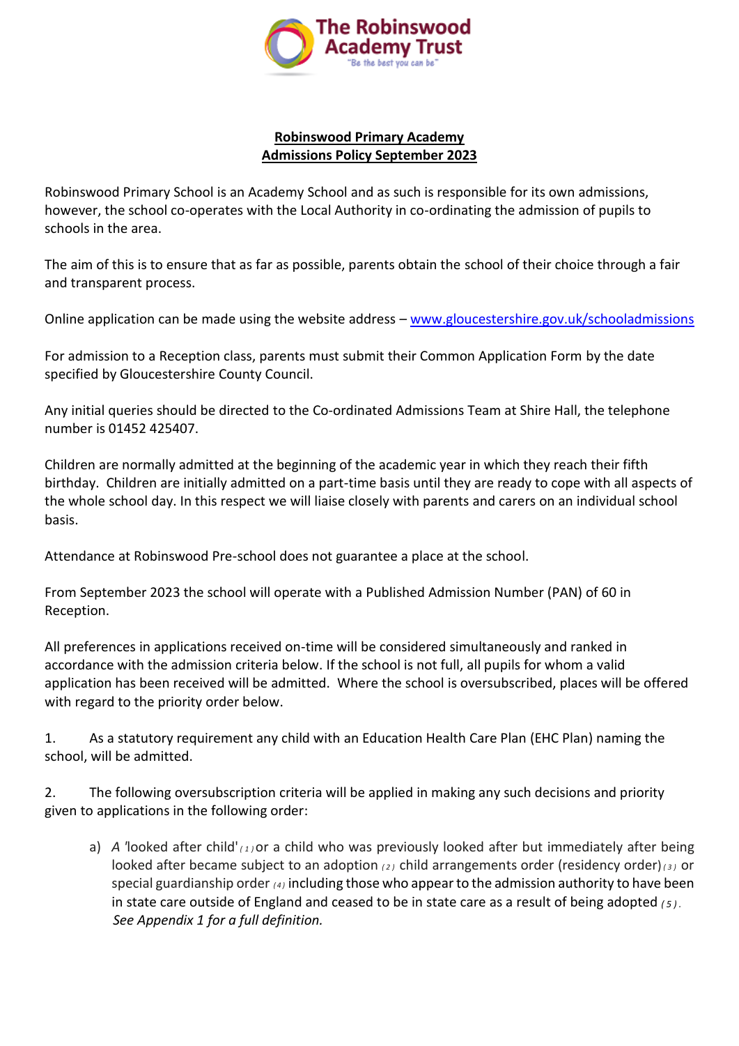The Robinswood Academy Trust

"Be the best you can be"

**Robinswood Primary Academy**
**Admissions Policy September 2023**

Robinswood Primary School is an Academy School and as such is responsible for its own admissions, however, the school co-operates with the Local Authority in co-ordinating the admission of pupils to schools in the area.

The aim of this is to ensure that as far as possible, parents obtain the school of their choice through a fair and transparent process.

Online application can be made using the website address – www.gloucestershire.gov.uk/schooladmissions

For admission to a Reception class, parents must submit their Common Application Form by the date specified by Gloucestershire County Council.

Any initial queries should be directed to the Co-ordinated Admissions Team at Shire Hall, the telephone number is 01452 425407.

Children are normally admitted at the beginning of the academic year in which they reach their fifth birthday. Children are initially admitted on a part-time basis until they are ready to cope with all aspects of the whole school day. In this respect we will liaise closely with parents and carers on an individual school basis.

Attendance at Robinswood Pre-school does not guarantee a place at the school.

From September 2023 the school will operate with a Published Admission Number (PAN) of 60 in Reception.

All preferences in applications received on-time will be considered simultaneously and ranked in accordance with the admission criteria below. If the school is not full, all pupils for whom a valid application has been received will be admitted. Where the school is oversubscribed, places will be offered with regard to the priority order below.

1. As a statutory requirement any child with an Education Health Care Plan (EHC Plan) naming the school, will be admitted.

2. The following oversubscription criteria will be applied in making any such decisions and priority given to applications in the following order:

   a) *A* 'looked after child' (1) or a child who was previously looked after but immediately after being looked after became subject to an adoption (2) child arrangements order (residency order) (3) or special guardianship order (4) including those who appear to the admission authority to have been in state care outside of England and ceased to be in state care as a result of being adopted (5). *See Appendix 1 for a full definition.*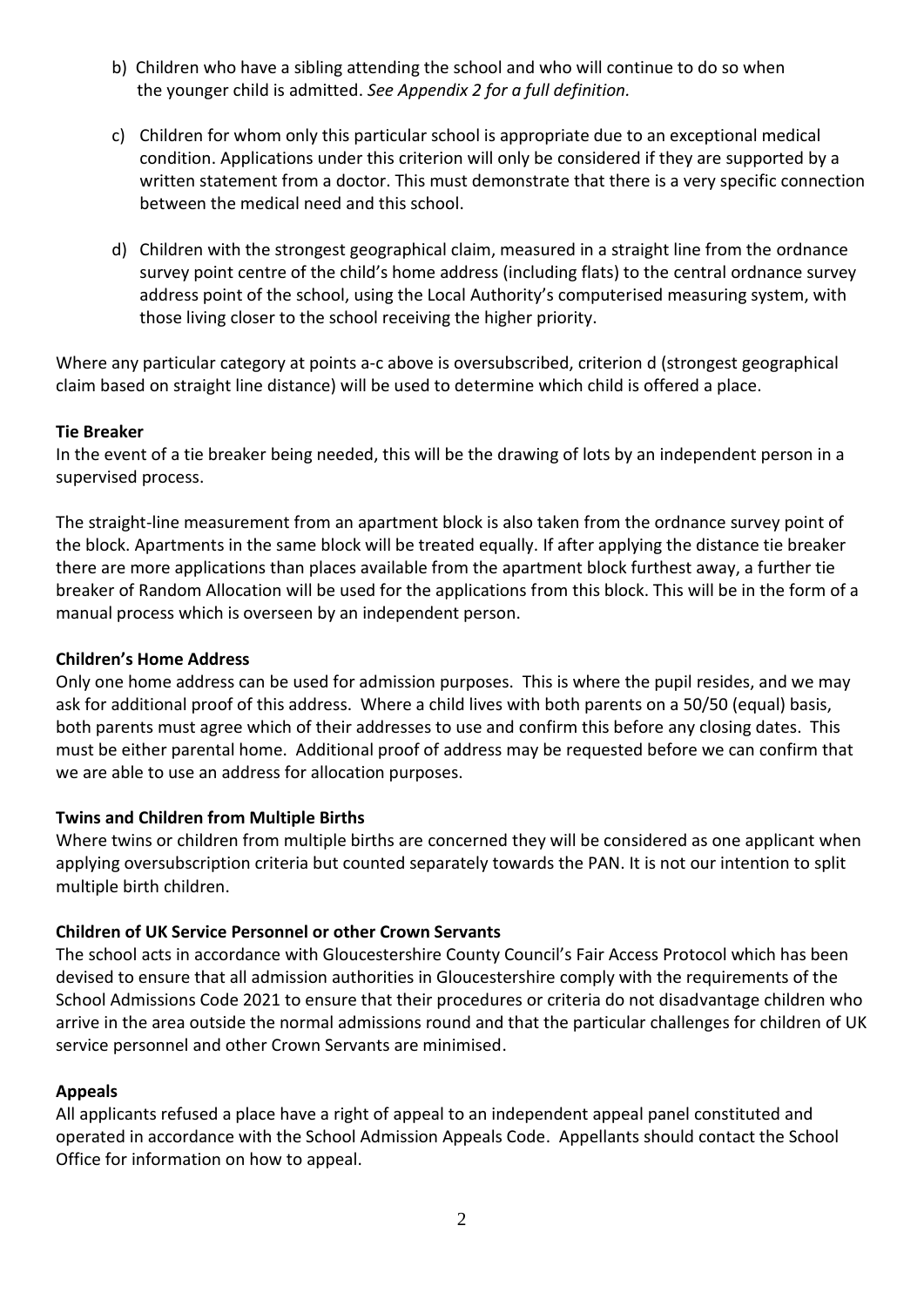b) Children who have a sibling attending the school and who will continue to do so when the younger child is admitted. *See Appendix 2 for a full definition.*

c) Children for whom only this particular school is appropriate due to an exceptional medical condition. Applications under this criterion will only be considered if they are supported by a written statement from a doctor. This must demonstrate that there is a very specific connection between the medical need and this school.

d) Children with the strongest geographical claim, measured in a straight line from the ordnance survey point centre of the child's home address (including flats) to the central ordnance survey address point of the school, using the Local Authority's computerised measuring system, with those living closer to the school receiving the higher priority.

Where any particular category at points a-c above is oversubscribed, criterion d (strongest geographical claim based on straight line distance) will be used to determine which child is offered a place.

**Tie Breaker**

In the event of a tie breaker being needed, this will be the drawing of lots by an independent person in a supervised process.

The straight-line measurement from an apartment block is also taken from the ordnance survey point of the block. Apartments in the same block will be treated equally. If after applying the distance tie breaker there are more applications than places available from the apartment block furthest away, a further tie breaker of Random Allocation will be used for the applications from this block. This will be in the form of a manual process which is overseen by an independent person.

**Children's Home Address**

Only one home address can be used for admission purposes. This is where the pupil resides, and we may ask for additional proof of this address. Where a child lives with both parents on a 50/50 (equal) basis, both parents must agree which of their addresses to use and confirm this before any closing dates. This must be either parental home. Additional proof of address may be requested before we can confirm that we are able to use an address for allocation purposes.

**Twins and Children from Multiple Births**

Where twins or children from multiple births are concerned they will be considered as one applicant when applying oversubscription criteria but counted separately towards the PAN. It is not our intention to split multiple birth children.

**Children of UK Service Personnel or other Crown Servants**

The school acts in accordance with Gloucestershire County Council's Fair Access Protocol which has been devised to ensure that all admission authorities in Gloucestershire comply with the requirements of the School Admissions Code 2021 to ensure that their procedures or criteria do not disadvantage children who arrive in the area outside the normal admissions round and that the particular challenges for children of UK service personnel and other Crown Servants are minimised.

**Appeals**

All applicants refused a place have a right of appeal to an independent appeal panel constituted and operated in accordance with the School Admission Appeals Code. Appellants should contact the School Office for information on how to appeal.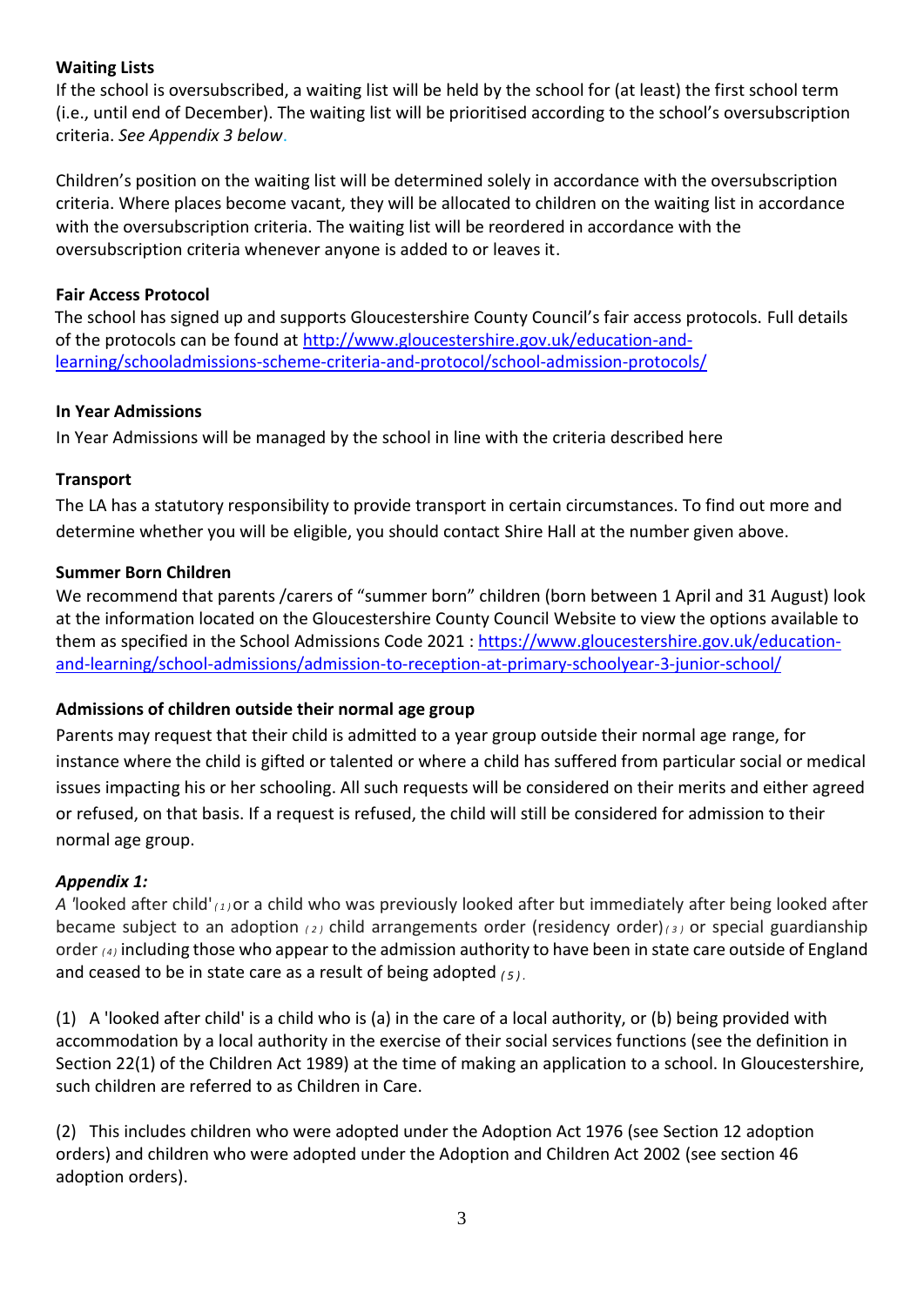**Waiting Lists**

If the school is oversubscribed, a waiting list will be held by the school for (at least) the first school term (i.e., until end of December). The waiting list will be prioritised according to the school's oversubscription criteria. *See Appendix 3 below*.

Children's position on the waiting list will be determined solely in accordance with the oversubscription criteria. Where places become vacant, they will be allocated to children on the waiting list in accordance with the oversubscription criteria. The waiting list will be reordered in accordance with the oversubscription criteria whenever anyone is added to or leaves it.

**Fair Access Protocol**

The school has signed up and supports Gloucestershire County Council's fair access protocols. Full details of the protocols can be found at [http://www.gloucestershire.gov.uk/education-and-learning/schooladmissions-scheme-criteria-and-protocol/school-admission-protocols/](http://www.gloucestershire.gov.uk/education-and-learning/schooladmissions-scheme-criteria-and-protocol/school-admission-protocols/)

**In Year Admissions**

In Year Admissions will be managed by the school in line with the criteria described here

**Transport**

The LA has a statutory responsibility to provide transport in certain circumstances. To find out more and determine whether you will be eligible, you should contact Shire Hall at the number given above.

**Summer Born Children**

We recommend that parents /carers of "summer born" children (born between 1 April and 31 August) look at the information located on the Gloucestershire County Council Website to view the options available to them as specified in the School Admissions Code 2021 : [https://www.gloucestershire.gov.uk/education-and-learning/school-admissions/admission-to-reception-at-primary-schoolyear-3-junior-school/](https://www.gloucestershire.gov.uk/education-and-learning/school-admissions/admission-to-reception-at-primary-schoolyear-3-junior-school/)

**Admissions of children outside their normal age group**

Parents may request that their child is admitted to a year group outside their normal age range, for instance where the child is gifted or talented or where a child has suffered from particular social or medical issues impacting his or her schooling. All such requests will be considered on their merits and either agreed or refused, on that basis. If a request is refused, the child will still be considered for admission to their normal age group.

***Appendix 1:***

*A* 'looked after child' (1) or a child who was previously looked after but immediately after being looked after became subject to an adoption (2) child arrangements order (residency order) (3) or special guardianship order (4) including those who appear to the admission authority to have been in state care outside of England and ceased to be in state care as a result of being adopted (5).

(1) A 'looked after child' is a child who is (a) in the care of a local authority, or (b) being provided with accommodation by a local authority in the exercise of their social services functions (see the definition in Section 22(1) of the Children Act 1989) at the time of making an application to a school. In Gloucestershire, such children are referred to as Children in Care.

(2) This includes children who were adopted under the Adoption Act 1976 (see Section 12 adoption orders) and children who were adopted under the Adoption and Children Act 2002 (see section 46 adoption orders).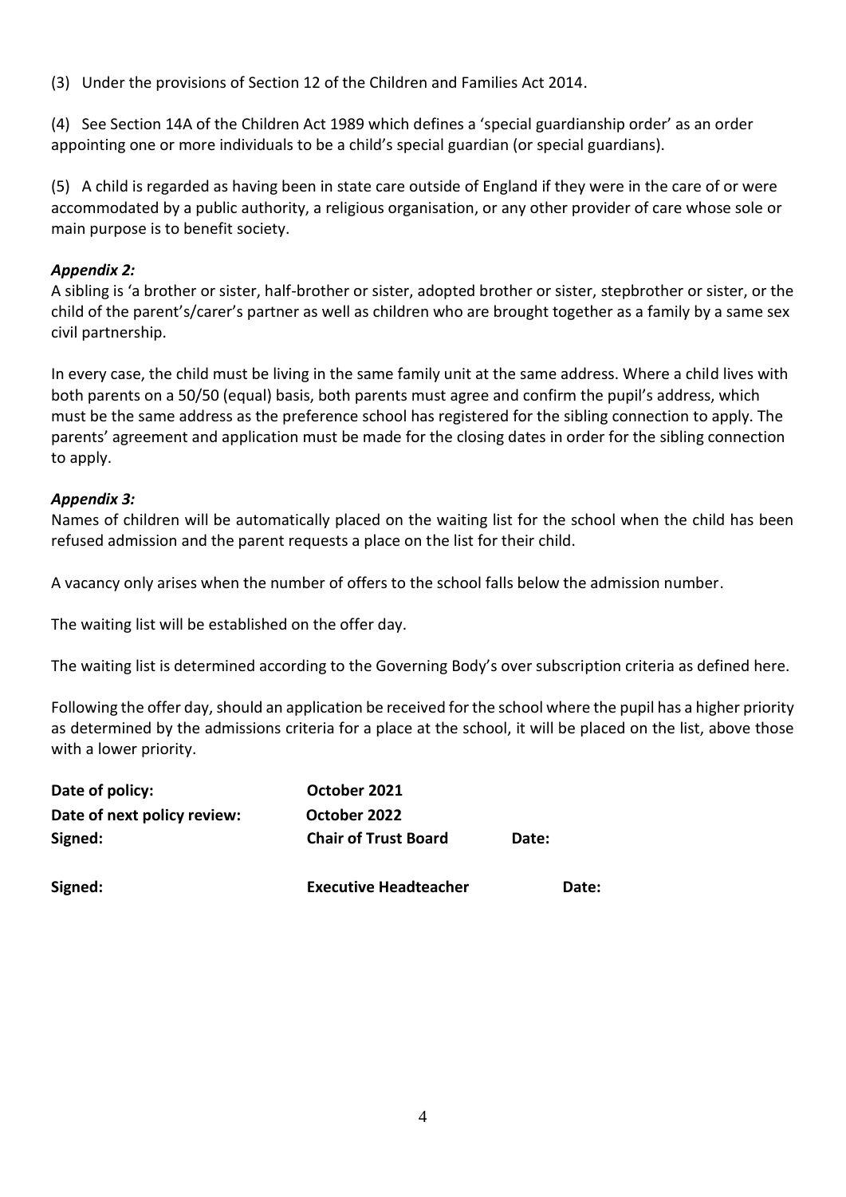(3) Under the provisions of Section 12 of the Children and Families Act 2014.

(4) See Section 14A of the Children Act 1989 which defines a 'special guardianship order' as an order appointing one or more individuals to be a child's special guardian (or special guardians).

(5) A child is regarded as having been in state care outside of England if they were in the care of or were accommodated by a public authority, a religious organisation, or any other provider of care whose sole or main purpose is to benefit society.

***Appendix 2:***
A sibling is 'a brother or sister, half-brother or sister, adopted brother or sister, stepbrother or sister, or the child of the parent's/carer's partner as well as children who are brought together as a family by a same sex civil partnership.

In every case, the child must be living in the same family unit at the same address. Where a child lives with both parents on a 50/50 (equal) basis, both parents must agree and confirm the pupil's address, which must be the same address as the preference school has registered for the sibling connection to apply. The parents' agreement and application must be made for the closing dates in order for the sibling connection to apply.

***Appendix 3:***
Names of children will be automatically placed on the waiting list for the school when the child has been refused admission and the parent requests a place on the list for their child.

A vacancy only arises when the number of offers to the school falls below the admission number.

The waiting list will be established on the offer day.

The waiting list is determined according to the Governing Body's over subscription criteria as defined here.

Following the offer day, should an application be received for the school where the pupil has a higher priority as determined by the admissions criteria for a place at the school, it will be placed on the list, above those with a lower priority.

| | | |
|---|---|---|
| **Date of policy:** | **October 2021** | |
| **Date of next policy review:** | **October 2022** | |
| **Signed:** | **Chair of Trust Board** | **Date:** |
| **Signed:** | **Executive Headteacher** | **Date:** |